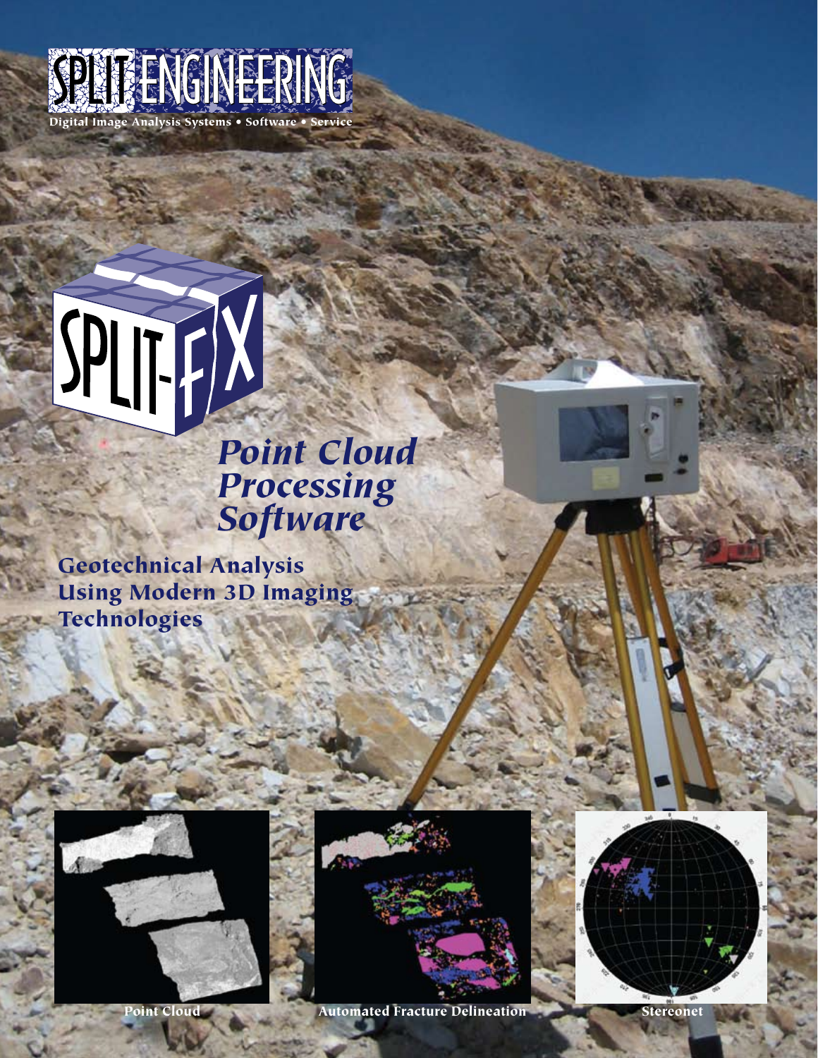# SPLIT ENGINEERING

Digital Image Analysis Systems • Software • Service

# SPLIT-FX

## *Point Cloud Processing Software*

**Geotechnical Analysis Using Modern 3D Imaging Technologies**

Point Cloud

Automated Fracture Delineation

Stereonet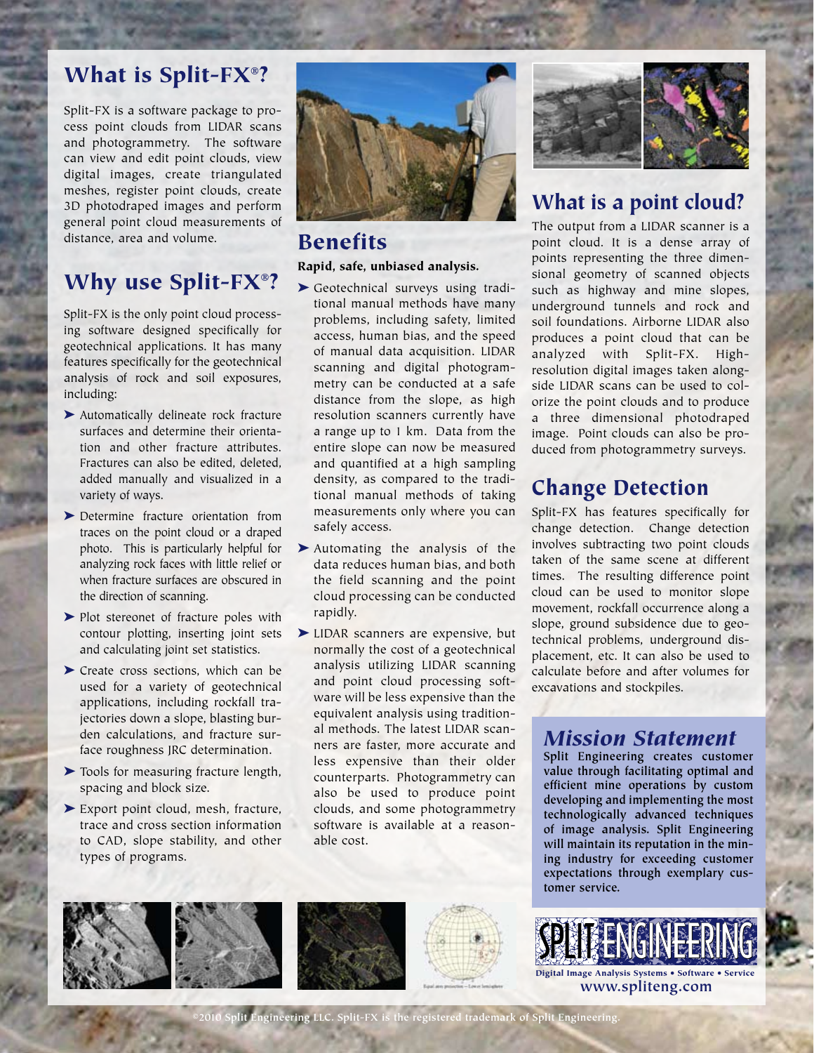## What is Split-FX®?

Split-FX is a software package to process point clouds from LIDAR scans and photogrammetry. The software can view and edit point clouds, view digital images, create triangulated meshes, register point clouds, create 3D photodraped images and perform general point cloud measurements of distance, area and volume.

## Why use Split-FX®?

Split-FX is the only point cloud processing software designed specifically for geotechnical applications. It has many features specifically for the geotechnical analysis of rock and soil exposures, including:

- Automatically delineate rock fracture surfaces and determine their orientation and other fracture attributes. Fractures can also be edited, deleted, added manually and visualized in a variety of ways.
- Determine fracture orientation from traces on the point cloud or a draped photo. This is particularly helpful for analyzing rock faces with little relief or when fracture surfaces are obscured in the direction of scanning.
- Plot stereonet of fracture poles with contour plotting, inserting joint sets and calculating joint set statistics.
- Create cross sections, which can be used for a variety of geotechnical applications, including rockfall trajectories down a slope, blasting burden calculations, and fracture surface roughness JRC determination.
- Tools for measuring fracture length, spacing and block size.
- Export point cloud, mesh, fracture, trace and cross section information to CAD, slope stability, and other types of programs.

## Benefits

**Rapid, safe, unbiased analysis.**

- Geotechnical surveys using traditional manual methods have many problems, including safety, limited access, human bias, and the speed of manual data acquisition. LIDAR scanning and digital photogrammetry can be conducted at a safe distance from the slope, as high resolution scanners currently have a range up to 1 km. Data from the entire slope can now be measured and quantified at a high sampling density, as compared to the traditional manual methods of taking measurements only where you can safely access.
- Automating the analysis of the data reduces human bias, and both the field scanning and the point cloud processing can be conducted rapidly.
- LIDAR scanners are expensive, but normally the cost of a geotechnical analysis utilizing LIDAR scanning and point cloud processing software will be less expensive than the equivalent analysis using traditional manual methods. The latest LIDAR scanners are faster, more accurate and less expensive than their older counterparts. Photogrammetry can also be used to produce point clouds, and some photogrammetry software is available at a reasonable cost.

## What is a point cloud?

The output from a LIDAR scanner is a point cloud. It is a dense array of points representing the three dimensional geometry of scanned objects such as highway and mine slopes, underground tunnels and rock and soil foundations. Airborne LIDAR also produces a point cloud that can be analyzed with Split-FX. High-resolution digital images taken alongside LIDAR scans can be used to colorize the point clouds and to produce a three dimensional photodraped image. Point clouds can also be produced from photogrammetry surveys.

## Change Detection

Split-FX has features specifically for change detection. Change detection involves subtracting two point clouds taken of the same scene at different times. The resulting difference point cloud can be used to monitor slope movement, rockfall occurrence along a slope, ground subsidence due to geotechnical problems, underground displacement, etc. It can also be used to calculate before and after volumes for excavations and stockpiles.

## *Mission Statement*

**Split Engineering creates customer value through facilitating optimal and efficient mine operations by custom developing and implementing the most technologically advanced techniques of image analysis. Split Engineering will maintain its reputation in the mining industry for exceeding customer expectations through exemplary customer service.**

SPLIT ENGINEERING

**Digital Image Analysis Systems • Software • Service**

**www.spliteng.com**

©2010 Split Engineering LLC. Split-FX is the registered trademark of Split Engineering.